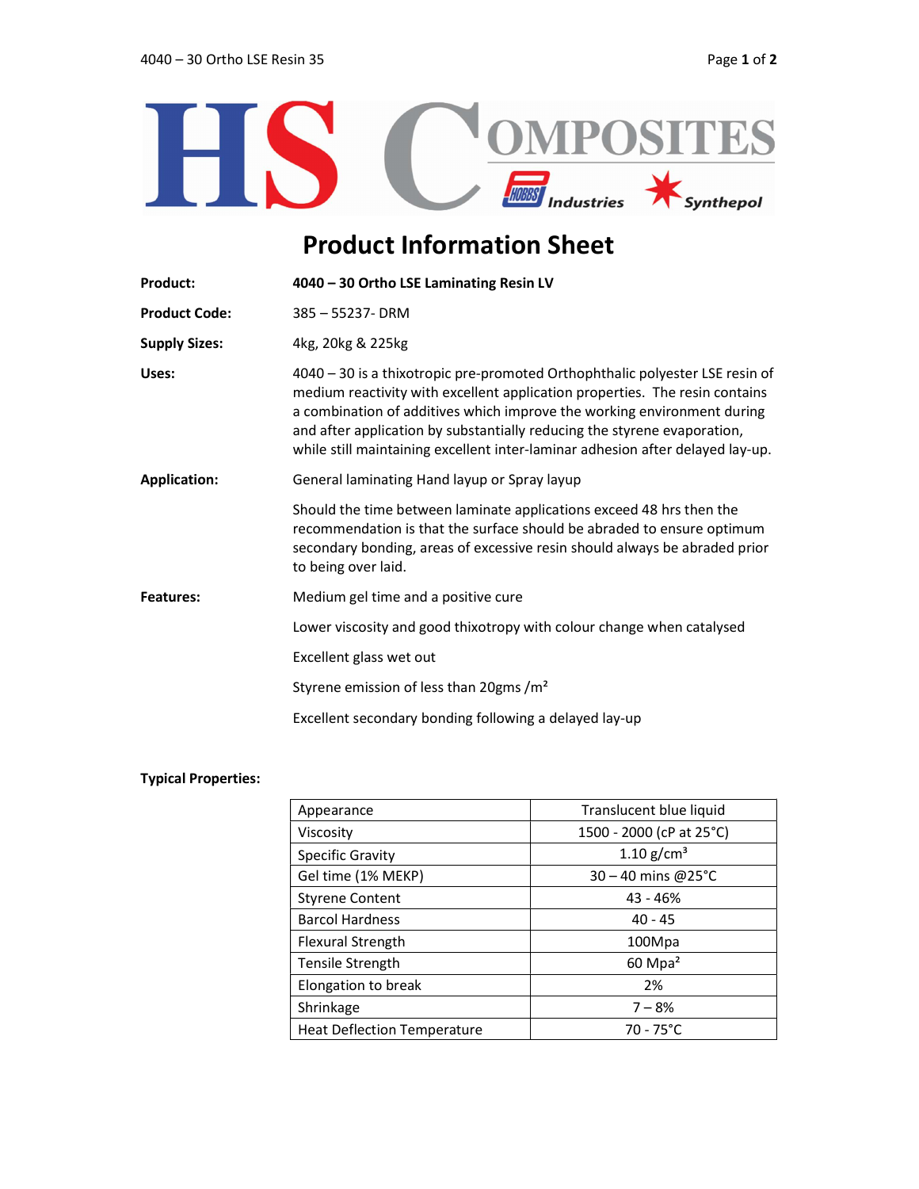# Product Information Sheet

**Product:** **4040 – 30 Ortho LSE Laminating Resin LV**

**Product Code:** 385 – 55237- DRM

**Supply Sizes:** 4kg, 20kg & 225kg

**Uses:** 4040 – 30 is a thixotropic pre-promoted Orthophthalic polyester LSE resin of medium reactivity with excellent application properties. The resin contains a combination of additives which improve the working environment during and after application by substantially reducing the styrene evaporation, while still maintaining excellent inter-laminar adhesion after delayed lay-up.

**Application:** General laminating Hand layup or Spray layup

Should the time between laminate applications exceed 48 hrs then the recommendation is that the surface should be abraded to ensure optimum secondary bonding, areas of excessive resin should always be abraded prior to being over laid.

**Features:**

Medium gel time and a positive cure

Lower viscosity and good thixotropy with colour change when catalysed

Excellent glass wet out

Styrene emission of less than 20gms /m²

Excellent secondary bonding following a delayed lay-up

**Typical Properties:**

| Property | Value |
|---|---|
| Appearance | Translucent blue liquid |
| Viscosity | 1500 - 2000 (cP at 25°C) |
| Specific Gravity | 1.10 g/cm³ |
| Gel time (1% MEKP) | 30 – 40 mins @25°C |
| Styrene Content | 43 - 46% |
| Barcol Hardness | 40 - 45 |
| Flexural Strength | 100Mpa |
| Tensile Strength | 60 Mpa² |
| Elongation to break | 2% |
| Shrinkage | 7 – 8% |
| Heat Deflection Temperature | 70 - 75°C |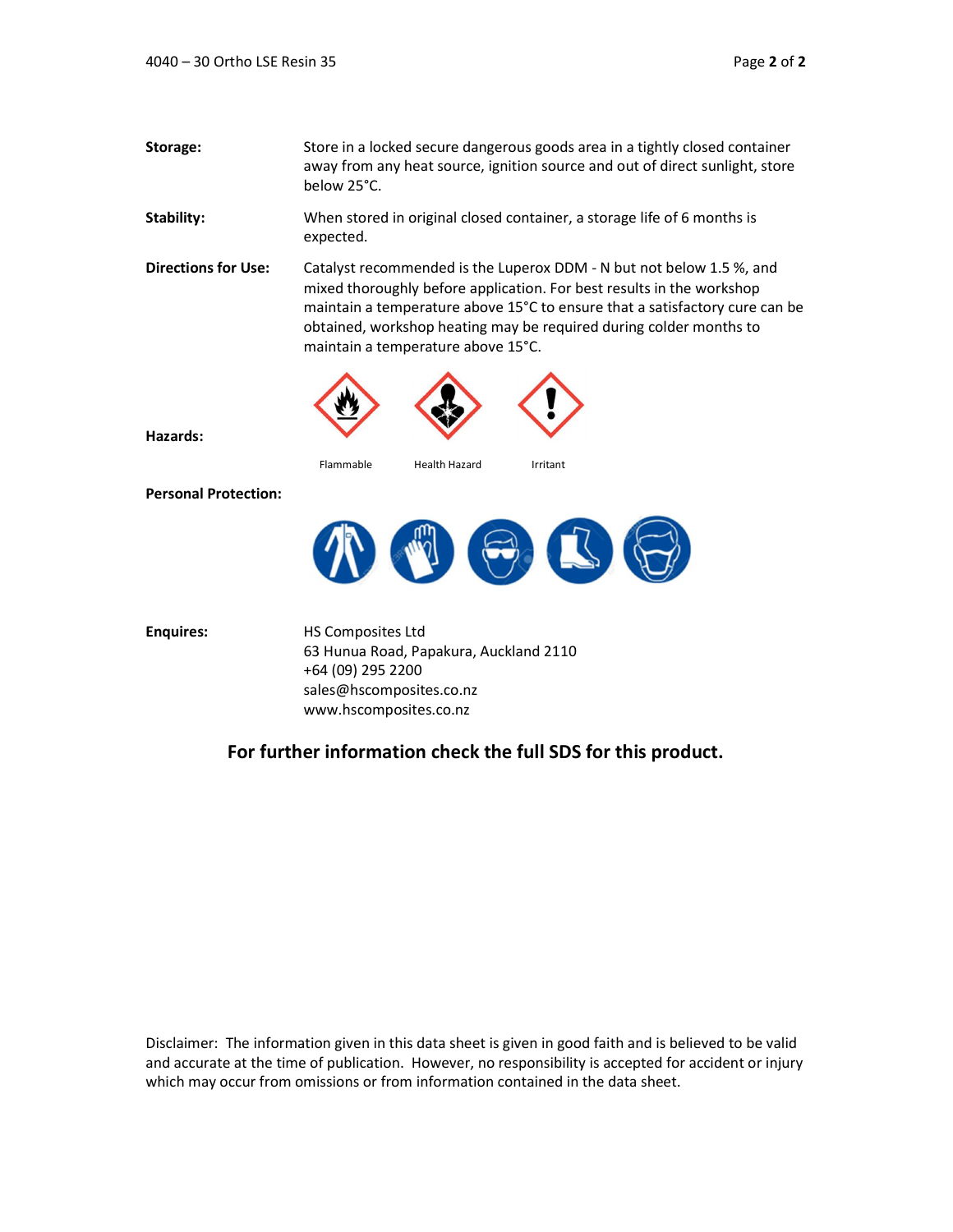**Storage:** Store in a locked secure dangerous goods area in a tightly closed container away from any heat source, ignition source and out of direct sunlight, store below 25°C.

**Stability:** When stored in original closed container, a storage life of 6 months is expected.

**Directions for Use:** Catalyst recommended is the Luperox DDM - N but not below 1.5 %, and mixed thoroughly before application. For best results in the workshop maintain a temperature above 15°C to ensure that a satisfactory cure can be obtained, workshop heating may be required during colder months to maintain a temperature above 15°C.

**Hazards:**

Flammable

Health Hazard

Irritant

**Personal Protection:**

**Enquires:** HS Composites Ltd
63 Hunua Road, Papakura, Auckland 2110
+64 (09) 295 2200
sales@hscomposites.co.nz
www.hscomposites.co.nz

**For further information check the full SDS for this product.**

Disclaimer: The information given in this data sheet is given in good faith and is believed to be valid and accurate at the time of publication. However, no responsibility is accepted for accident or injury which may occur from omissions or from information contained in the data sheet.